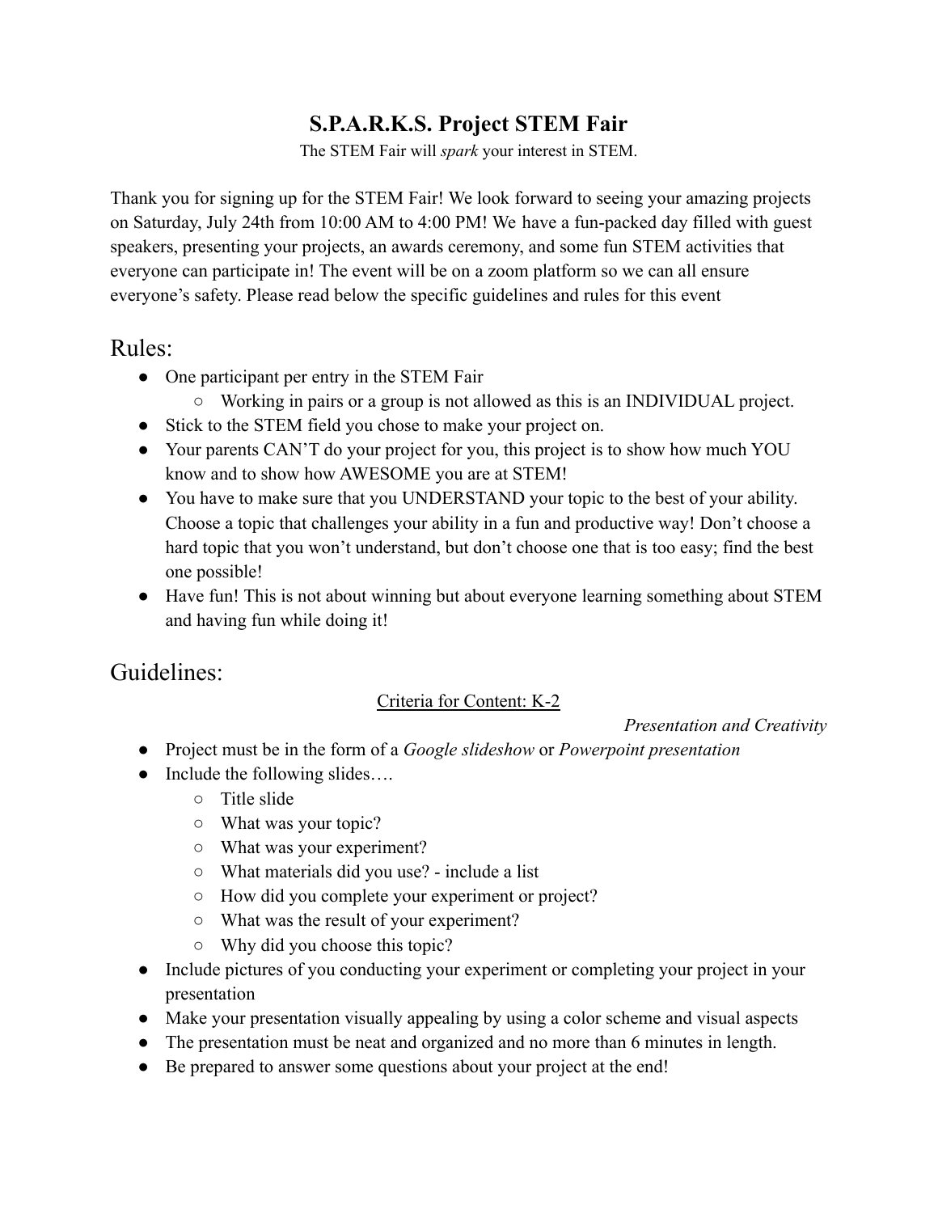# S.P.A.R.K.S. Project STEM Fair

The STEM Fair will *spark* your interest in STEM.

Thank you for signing up for the STEM Fair! We look forward to seeing your amazing projects on Saturday, July 24th from 10:00 AM to 4:00 PM! We have a fun-packed day filled with guest speakers, presenting your projects, an awards ceremony, and some fun STEM activities that everyone can participate in! The event will be on a zoom platform so we can all ensure everyone's safety. Please read below the specific guidelines and rules for this event

## Rules:

- One participant per entry in the STEM Fair
  - Working in pairs or a group is not allowed as this is an INDIVIDUAL project.
- Stick to the STEM field you chose to make your project on.
- Your parents CAN'T do your project for you, this project is to show how much YOU know and to show how AWESOME you are at STEM!
- You have to make sure that you UNDERSTAND your topic to the best of your ability. Choose a topic that challenges your ability in a fun and productive way! Don't choose a hard topic that you won't understand, but don't choose one that is too easy; find the best one possible!
- Have fun! This is not about winning but about everyone learning something about STEM and having fun while doing it!

## Guidelines:

<u>Criteria for Content: K-2</u>

*Presentation and Creativity*

- Project must be in the form of a *Google slideshow* or *Powerpoint presentation*
- Include the following slides….
  - Title slide
  - What was your topic?
  - What was your experiment?
  - What materials did you use? - include a list
  - How did you complete your experiment or project?
  - What was the result of your experiment?
  - Why did you choose this topic?
- Include pictures of you conducting your experiment or completing your project in your presentation
- Make your presentation visually appealing by using a color scheme and visual aspects
- The presentation must be neat and organized and no more than 6 minutes in length.
- Be prepared to answer some questions about your project at the end!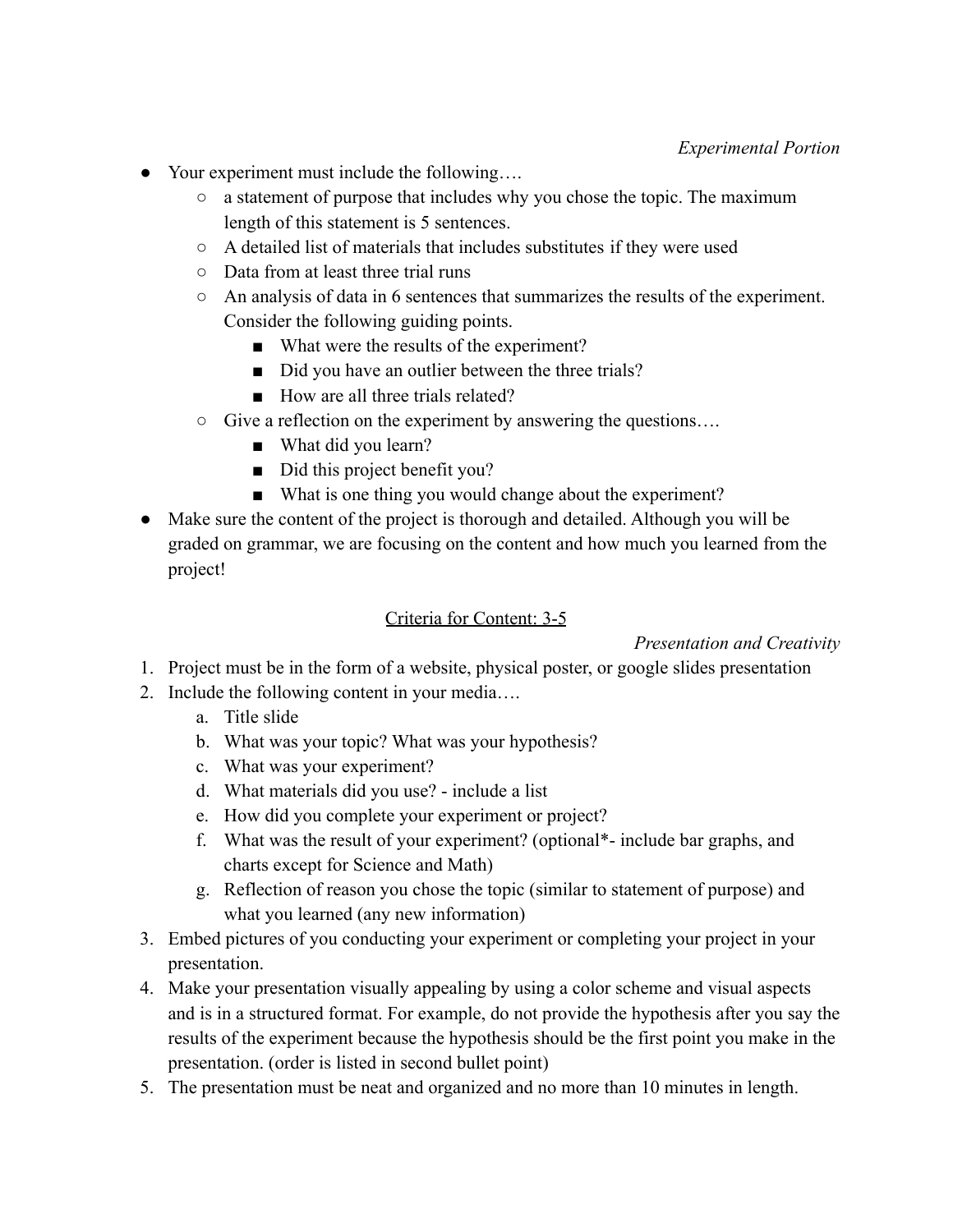*Experimental Portion*

- Your experiment must include the following….
  - a statement of purpose that includes why you chose the topic. The maximum length of this statement is 5 sentences.
  - A detailed list of materials that includes substitutes if they were used
  - Data from at least three trial runs
  - An analysis of data in 6 sentences that summarizes the results of the experiment. Consider the following guiding points.
    - What were the results of the experiment?
    - Did you have an outlier between the three trials?
    - How are all three trials related?
  - Give a reflection on the experiment by answering the questions….
    - What did you learn?
    - Did this project benefit you?
    - What is one thing you would change about the experiment?
- Make sure the content of the project is thorough and detailed. Although you will be graded on grammar, we are focusing on the content and how much you learned from the project!

<u>Criteria for Content: 3-5</u>

*Presentation and Creativity*

1. Project must be in the form of a website, physical poster, or google slides presentation
2. Include the following content in your media….
   a. Title slide
   b. What was your topic? What was your hypothesis?
   c. What was your experiment?
   d. What materials did you use? - include a list
   e. How did you complete your experiment or project?
   f. What was the result of your experiment? (optional*- include bar graphs, and charts except for Science and Math)
   g. Reflection of reason you chose the topic (similar to statement of purpose) and what you learned (any new information)
3. Embed pictures of you conducting your experiment or completing your project in your presentation.
4. Make your presentation visually appealing by using a color scheme and visual aspects and is in a structured format. For example, do not provide the hypothesis after you say the results of the experiment because the hypothesis should be the first point you make in the presentation. (order is listed in second bullet point)
5. The presentation must be neat and organized and no more than 10 minutes in length.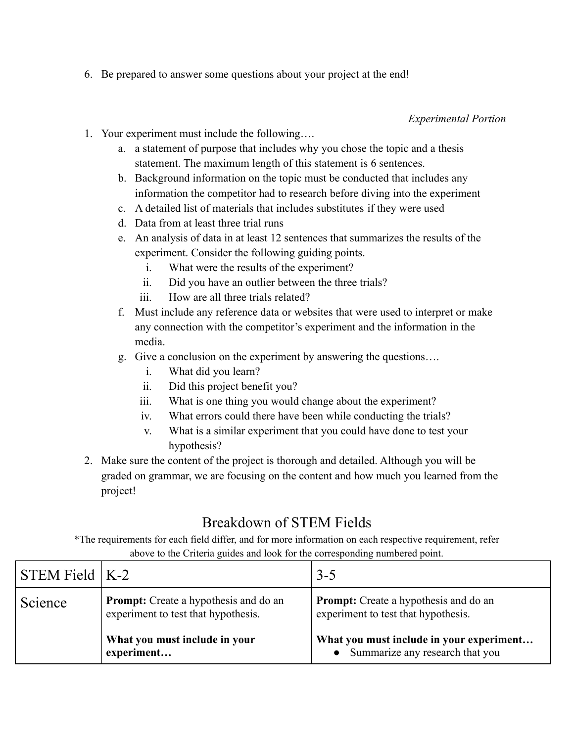6. Be prepared to answer some questions about your project at the end!

*Experimental Portion*

1. Your experiment must include the following….
   a. a statement of purpose that includes why you chose the topic and a thesis statement. The maximum length of this statement is 6 sentences.
   b. Background information on the topic must be conducted that includes any information the competitor had to research before diving into the experiment
   c. A detailed list of materials that includes substitutes if they were used
   d. Data from at least three trial runs
   e. An analysis of data in at least 12 sentences that summarizes the results of the experiment. Consider the following guiding points.
      i. What were the results of the experiment?
      ii. Did you have an outlier between the three trials?
      iii. How are all three trials related?
   f. Must include any reference data or websites that were used to interpret or make any connection with the competitor's experiment and the information in the media.
   g. Give a conclusion on the experiment by answering the questions….
      i. What did you learn?
      ii. Did this project benefit you?
      iii. What is one thing you would change about the experiment?
      iv. What errors could there have been while conducting the trials?
      v. What is a similar experiment that you could have done to test your hypothesis?
2. Make sure the content of the project is thorough and detailed. Although you will be graded on grammar, we are focusing on the content and how much you learned from the project!

## Breakdown of STEM Fields

*The requirements for each field differ, and for more information on each respective requirement, refer above to the Criteria guides and look for the corresponding numbered point.

| STEM Field | K-2 | 3-5 |
|---|---|---|
| Science | **Prompt:** Create a hypothesis and do an experiment to test that hypothesis.<br><br>**What you must include in your experiment…** | **Prompt:** Create a hypothesis and do an experiment to test that hypothesis.<br><br>**What you must include in your experiment…**<br>● Summarize any research that you |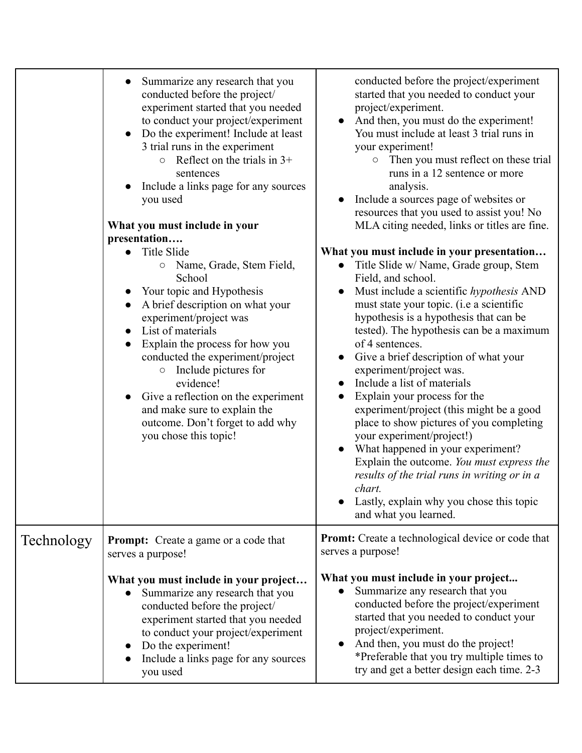| | | |
|---|---|---|
| | ● Summarize any research that you conducted before the project/ experiment started that you needed to conduct your project/experiment<br>● Do the experiment! Include at least 3 trial runs in the experiment<br>&nbsp;&nbsp;&nbsp;&nbsp;○ Reflect on the trials in 3+ sentences<br>● Include a links page for any sources you used<br><br>**What you must include in your presentation….**<br>● Title Slide<br>&nbsp;&nbsp;&nbsp;&nbsp;○ Name, Grade, Stem Field, School<br>● Your topic and Hypothesis<br>● A brief description on what your experiment/project was<br>● List of materials<br>● Explain the process for how you conducted the experiment/project<br>&nbsp;&nbsp;&nbsp;&nbsp;○ Include pictures for evidence!<br>● Give a reflection on the experiment and make sure to explain the outcome. Don't forget to add why you chose this topic! | conducted before the project/experiment started that you needed to conduct your project/experiment.<br>● And then, you must do the experiment! You must include at least 3 trial runs in your experiment!<br>&nbsp;&nbsp;&nbsp;&nbsp;○ Then you must reflect on these trial runs in a 12 sentence or more analysis.<br>● Include a sources page of websites or resources that you used to assist you! No MLA citing needed, links or titles are fine.<br><br>**What you must include in your presentation…**<br>● Title Slide w/ Name, Grade group, Stem Field, and school.<br>● Must include a scientific *hypothesis* AND must state your topic. (i.e a scientific hypothesis is a hypothesis that can be tested). The hypothesis can be a maximum of 4 sentences.<br>● Give a brief description of what your experiment/project was.<br>● Include a list of materials<br>● Explain your process for the experiment/project (this might be a good place to show pictures of you completing your experiment/project!)<br>● What happened in your experiment? Explain the outcome. *You must express the results of the trial runs in writing or in a chart.*<br>● Lastly, explain why you chose this topic and what you learned. |
| Technology | **Prompt:** Create a game or a code that serves a purpose!<br><br>**What you must include in your project…**<br>● Summarize any research that you conducted before the project/ experiment started that you needed to conduct your project/experiment<br>● Do the experiment!<br>● Include a links page for any sources you used | **Promt:** Create a technological device or code that serves a purpose!<br><br>**What you must include in your project...**<br>● Summarize any research that you conducted before the project/experiment started that you needed to conduct your project/experiment.<br>● And then, you must do the project! *Preferable that you try multiple times to try and get a better design each time. 2-3 |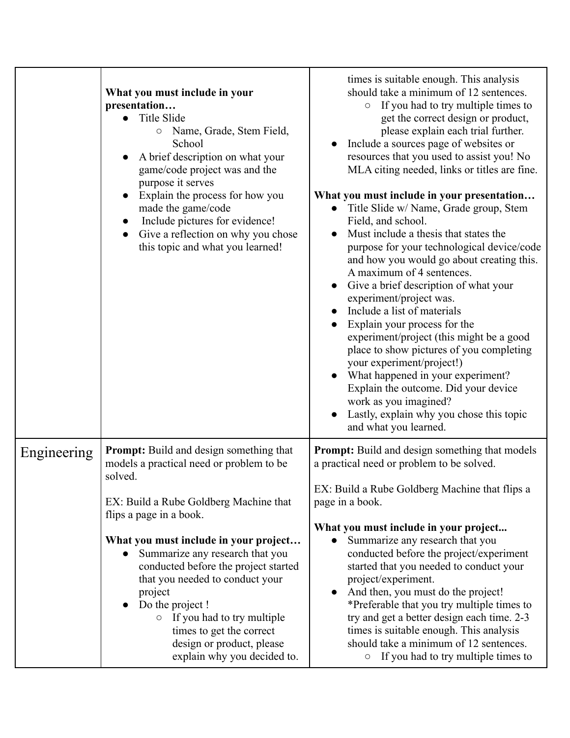| | | |
|---|---|---|
| | **What you must include in your presentation…**<br>● Title Slide<br>○ Name, Grade, Stem Field, School<br>● A brief description on what your game/code project was and the purpose it serves<br>● Explain the process for how you made the game/code<br>● Include pictures for evidence!<br>● Give a reflection on why you chose this topic and what you learned! | times is suitable enough. This analysis should take a minimum of 12 sentences.<br>○ If you had to try multiple times to get the correct design or product, please explain each trial further.<br>● Include a sources page of websites or resources that you used to assist you! No MLA citing needed, links or titles are fine.<br><br>**What you must include in your presentation…**<br>● Title Slide w/ Name, Grade group, Stem Field, and school.<br>● Must include a thesis that states the purpose for your technological device/code and how you would go about creating this. A maximum of 4 sentences.<br>● Give a brief description of what your experiment/project was.<br>● Include a list of materials<br>● Explain your process for the experiment/project (this might be a good place to show pictures of you completing your experiment/project!)<br>● What happened in your experiment? Explain the outcome. Did your device work as you imagined?<br>● Lastly, explain why you chose this topic and what you learned. |
| Engineering | **Prompt:** Build and design something that models a practical need or problem to be solved.<br><br>EX: Build a Rube Goldberg Machine that flips a page in a book.<br><br>**What you must include in your project…**<br>● Summarize any research that you conducted before the project started that you needed to conduct your project<br>● Do the project !<br>○ If you had to try multiple times to get the correct design or product, please explain why you decided to. | **Prompt:** Build and design something that models a practical need or problem to be solved.<br><br>EX: Build a Rube Goldberg Machine that flips a page in a book.<br><br>**What you must include in your project...**<br>● Summarize any research that you conducted before the project/experiment started that you needed to conduct your project/experiment.<br>● And then, you must do the project! *Preferable that you try multiple times to try and get a better design each time. 2-3 times is suitable enough. This analysis should take a minimum of 12 sentences.<br>○ If you had to try multiple times to |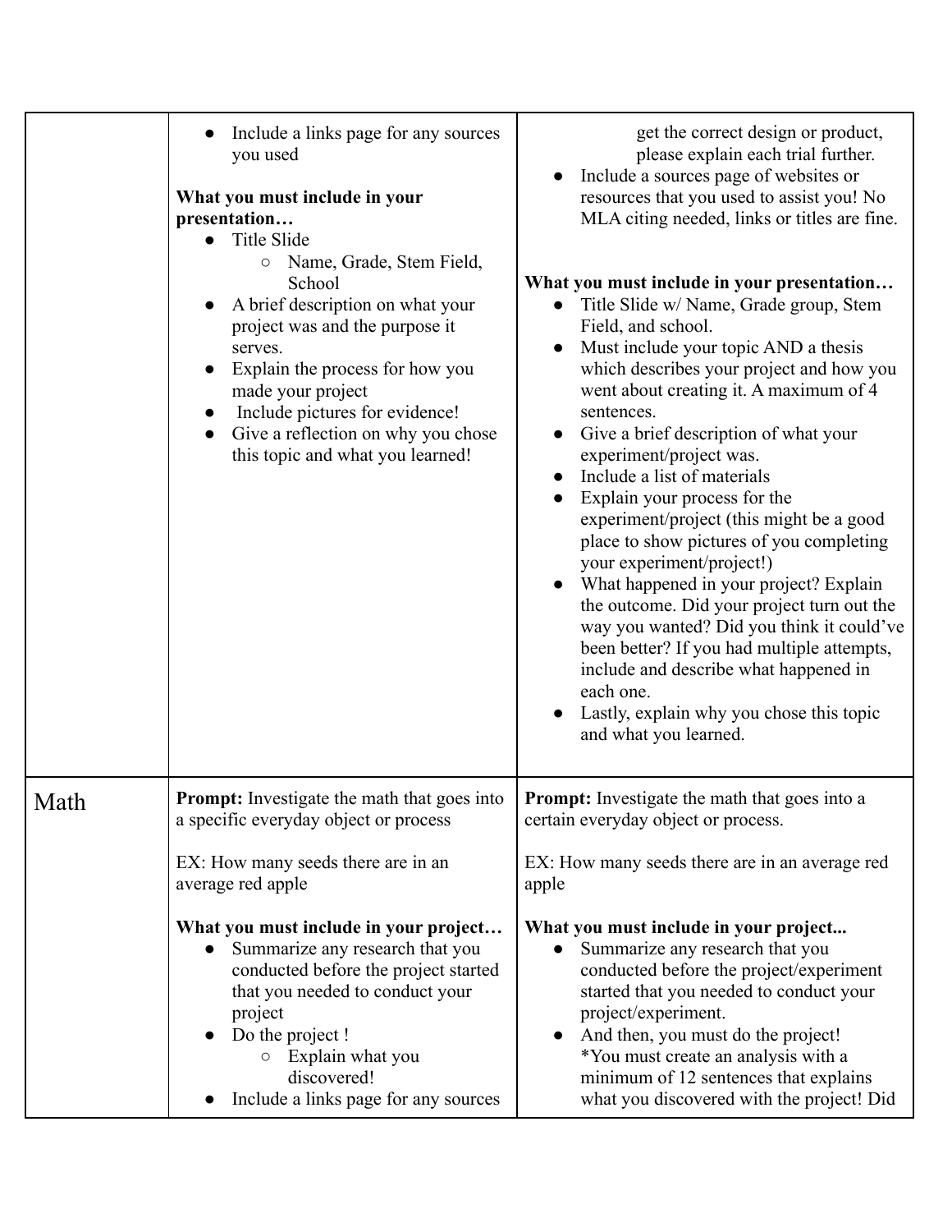| | | |
|---|---|---|
| | • Include a links page for any sources you used<br><br>**What you must include in your presentation…**<br>• Title Slide<br>&nbsp;&nbsp;&nbsp;&nbsp;○ Name, Grade, Stem Field, School<br>• A brief description on what your project was and the purpose it serves.<br>• Explain the process for how you made your project<br>• Include pictures for evidence!<br>• Give a reflection on why you chose this topic and what you learned! | get the correct design or product, please explain each trial further.<br>• Include a sources page of websites or resources that you used to assist you! No MLA citing needed, links or titles are fine.<br><br>**What you must include in your presentation…**<br>• Title Slide w/ Name, Grade group, Stem Field, and school.<br>• Must include your topic AND a thesis which describes your project and how you went about creating it. A maximum of 4 sentences.<br>• Give a brief description of what your experiment/project was.<br>• Include a list of materials<br>• Explain your process for the experiment/project (this might be a good place to show pictures of you completing your experiment/project!)<br>• What happened in your project? Explain the outcome. Did your project turn out the way you wanted? Did you think it could've been better? If you had multiple attempts, include and describe what happened in each one.<br>• Lastly, explain why you chose this topic and what you learned. |
| Math | **Prompt:** Investigate the math that goes into a specific everyday object or process<br><br>EX: How many seeds there are in an average red apple<br><br>**What you must include in your project…**<br>• Summarize any research that you conducted before the project started that you needed to conduct your project<br>• Do the project !<br>&nbsp;&nbsp;&nbsp;&nbsp;○ Explain what you discovered!<br>• Include a links page for any sources | **Prompt:** Investigate the math that goes into a certain everyday object or process.<br><br>EX: How many seeds there are in an average red apple<br><br>**What you must include in your project...**<br>• Summarize any research that you conducted before the project/experiment started that you needed to conduct your project/experiment.<br>• And then, you must do the project! *You must create an analysis with a minimum of 12 sentences that explains what you discovered with the project! Did |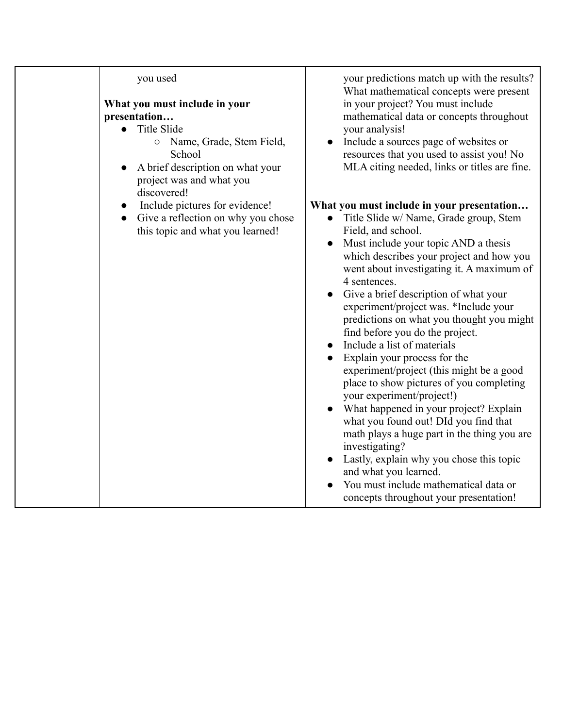| | | |
|---|---|---|
| | you used<br><br>**What you must include in your presentation…**<br>• Title Slide<br>&nbsp;&nbsp;&nbsp;&nbsp;○ Name, Grade, Stem Field, School<br>• A brief description on what your project was and what you discovered!<br>• Include pictures for evidence!<br>• Give a reflection on why you chose this topic and what you learned! | your predictions match up with the results? What mathematical concepts were present in your project? You must include mathematical data or concepts throughout your analysis!<br>• Include a sources page of websites or resources that you used to assist you! No MLA citing needed, links or titles are fine.<br><br>**What you must include in your presentation…**<br>• Title Slide w/ Name, Grade group, Stem Field, and school.<br>• Must include your topic AND a thesis which describes your project and how you went about investigating it. A maximum of 4 sentences.<br>• Give a brief description of what your experiment/project was. *Include your predictions on what you thought you might find before you do the project.<br>• Include a list of materials<br>• Explain your process for the experiment/project (this might be a good place to show pictures of you completing your experiment/project!)<br>• What happened in your project? Explain what you found out! DId you find that math plays a huge part in the thing you are investigating?<br>• Lastly, explain why you chose this topic and what you learned.<br>• You must include mathematical data or concepts throughout your presentation! |